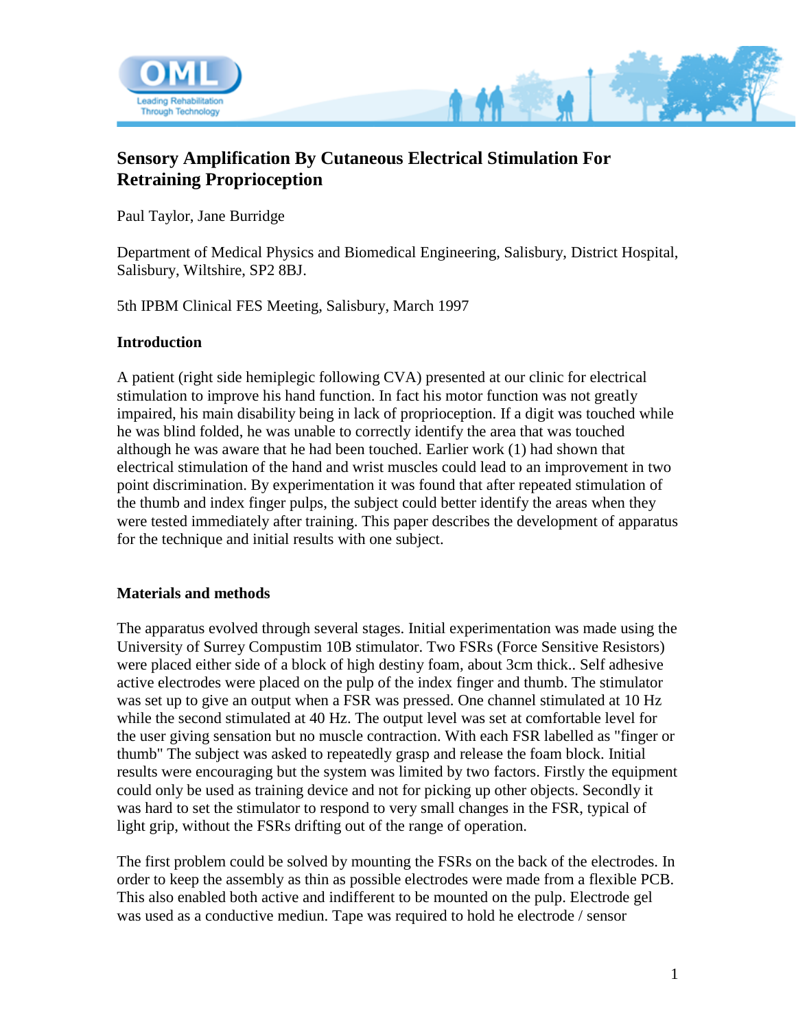# Sensory Amplification By Cutaneous Electrical Stimulation For Retraining Proprioception

Paul Taylor, Jane Burridge

Department of Medical Physics and Biomedical Engineering, Salisbury, District Hospital, Salisbury, Wiltshire, SP2 8BJ.

5th IPBM Clinical FES Meeting, Salisbury, March 1997

## Introduction

A patient (right side hemiplegic following CVA) presented at our clinic for electrical stimulation to improve his hand function. In fact his motor function was not greatly impaired, his main disability being in lack of proprioception. If a digit was touched while he was blind folded, he was unable to correctly identify the area that was touched although he was aware that he had been touched. Earlier work (1) had shown that electrical stimulation of the hand and wrist muscles could lead to an improvement in two point discrimination. By experimentation it was found that after repeated stimulation of the thumb and index finger pulps, the subject could better identify the areas when they were tested immediately after training. This paper describes the development of apparatus for the technique and initial results with one subject.

## Materials and methods

The apparatus evolved through several stages. Initial experimentation was made using the University of Surrey Compustim 10B stimulator. Two FSRs (Force Sensitive Resistors) were placed either side of a block of high destiny foam, about 3cm thick.. Self adhesive active electrodes were placed on the pulp of the index finger and thumb. The stimulator was set up to give an output when a FSR was pressed. One channel stimulated at 10 Hz while the second stimulated at 40 Hz. The output level was set at comfortable level for the user giving sensation but no muscle contraction. With each FSR labelled as "finger or thumb" The subject was asked to repeatedly grasp and release the foam block. Initial results were encouraging but the system was limited by two factors. Firstly the equipment could only be used as training device and not for picking up other objects. Secondly it was hard to set the stimulator to respond to very small changes in the FSR, typical of light grip, without the FSRs drifting out of the range of operation.

The first problem could be solved by mounting the FSRs on the back of the electrodes. In order to keep the assembly as thin as possible electrodes were made from a flexible PCB. This also enabled both active and indifferent to be mounted on the pulp. Electrode gel was used as a conductive mediun. Tape was required to hold he electrode / sensor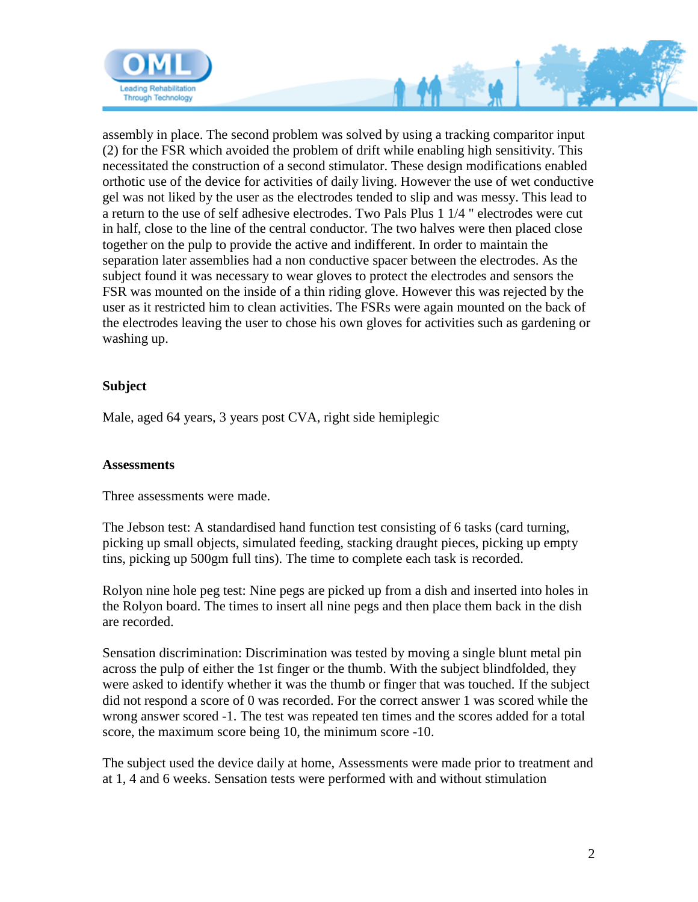assembly in place. The second problem was solved by using a tracking comparitor input (2) for the FSR which avoided the problem of drift while enabling high sensitivity. This necessitated the construction of a second stimulator. These design modifications enabled orthotic use of the device for activities of daily living. However the use of wet conductive gel was not liked by the user as the electrodes tended to slip and was messy. This lead to a return to the use of self adhesive electrodes. Two Pals Plus 1 1/4 " electrodes were cut in half, close to the line of the central conductor. The two halves were then placed close together on the pulp to provide the active and indifferent. In order to maintain the separation later assemblies had a non conductive spacer between the electrodes. As the subject found it was necessary to wear gloves to protect the electrodes and sensors the FSR was mounted on the inside of a thin riding glove. However this was rejected by the user as it restricted him to clean activities. The FSRs were again mounted on the back of the electrodes leaving the user to chose his own gloves for activities such as gardening or washing up.

**Subject**

Male, aged 64 years, 3 years post CVA, right side hemiplegic

**Assessments**

Three assessments were made.

The Jebson test: A standardised hand function test consisting of 6 tasks (card turning, picking up small objects, simulated feeding, stacking draught pieces, picking up empty tins, picking up 500gm full tins). The time to complete each task is recorded.

Rolyon nine hole peg test: Nine pegs are picked up from a dish and inserted into holes in the Rolyon board. The times to insert all nine pegs and then place them back in the dish are recorded.

Sensation discrimination: Discrimination was tested by moving a single blunt metal pin across the pulp of either the 1st finger or the thumb. With the subject blindfolded, they were asked to identify whether it was the thumb or finger that was touched. If the subject did not respond a score of 0 was recorded. For the correct answer 1 was scored while the wrong answer scored -1. The test was repeated ten times and the scores added for a total score, the maximum score being 10, the minimum score -10.

The subject used the device daily at home, Assessments were made prior to treatment and at 1, 4 and 6 weeks. Sensation tests were performed with and without stimulation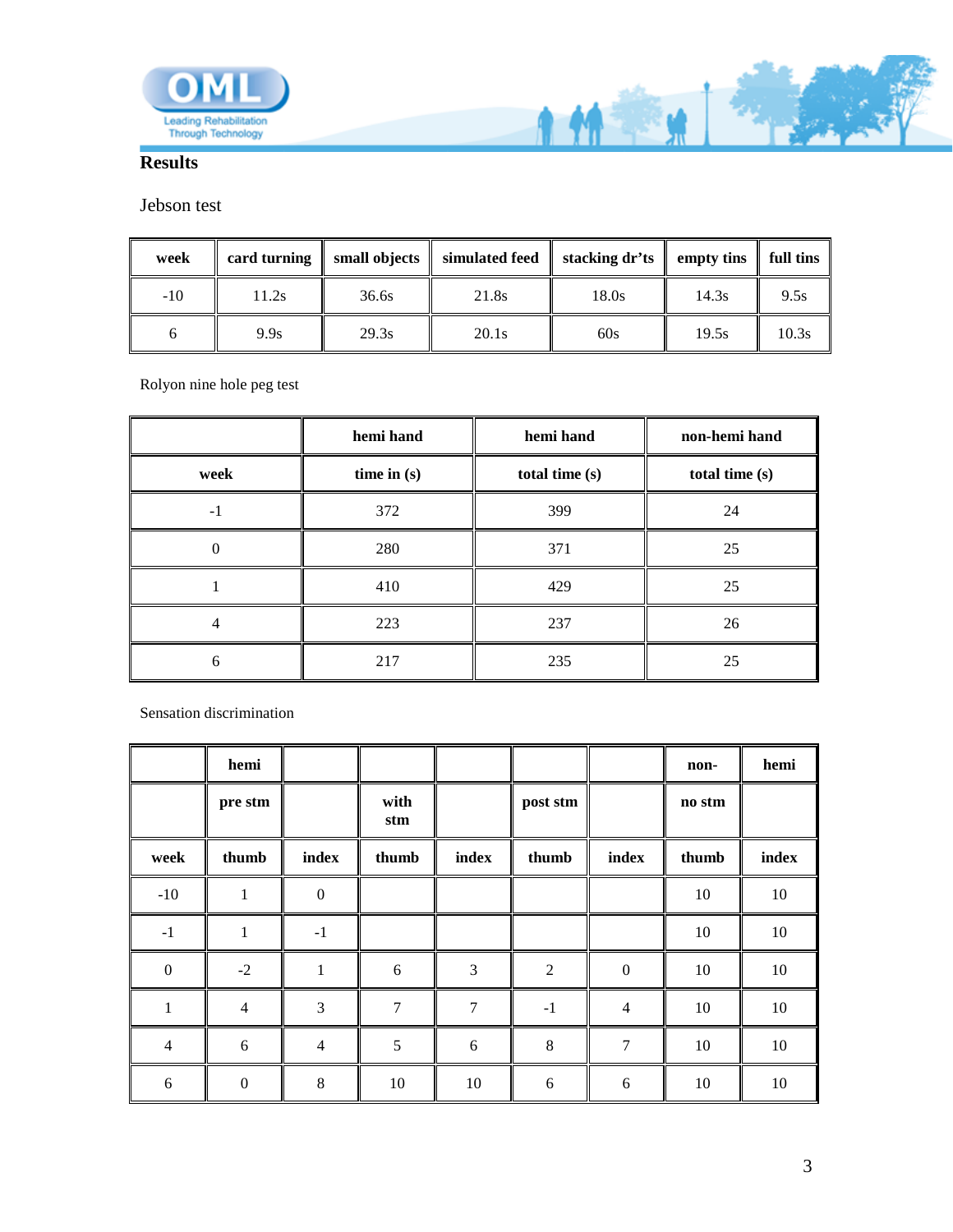## Results

Jebson test

| week | card turning | small objects | simulated feed | stacking dr'ts | empty tins | full tins |
|---|---|---|---|---|---|---|
| -10 | 11.2s | 36.6s | 21.8s | 18.0s | 14.3s | 9.5s |
| 6 | 9.9s | 29.3s | 20.1s | 60s | 19.5s | 10.3s |

Rolyon nine hole peg test

| | hemi hand | hemi hand | non-hemi hand |
|---|---|---|---|
| week | time in (s) | total time (s) | total time (s) |
| -1 | 372 | 399 | 24 |
| 0 | 280 | 371 | 25 |
| 1 | 410 | 429 | 25 |
| 4 | 223 | 237 | 26 |
| 6 | 217 | 235 | 25 |

Sensation discrimination

| | hemi | | | | | | non- | hemi |
|---|---|---|---|---|---|---|---|---|
| | pre stm | | with stm | | post stm | | no stm | |
| week | thumb | index | thumb | index | thumb | index | thumb | index |
| -10 | 1 | 0 | | | | | 10 | 10 |
| -1 | 1 | -1 | | | | | 10 | 10 |
| 0 | -2 | 1 | 6 | 3 | 2 | 0 | 10 | 10 |
| 1 | 4 | 3 | 7 | 7 | -1 | 4 | 10 | 10 |
| 4 | 6 | 4 | 5 | 6 | 8 | 7 | 10 | 10 |
| 6 | 0 | 8 | 10 | 10 | 6 | 6 | 10 | 10 |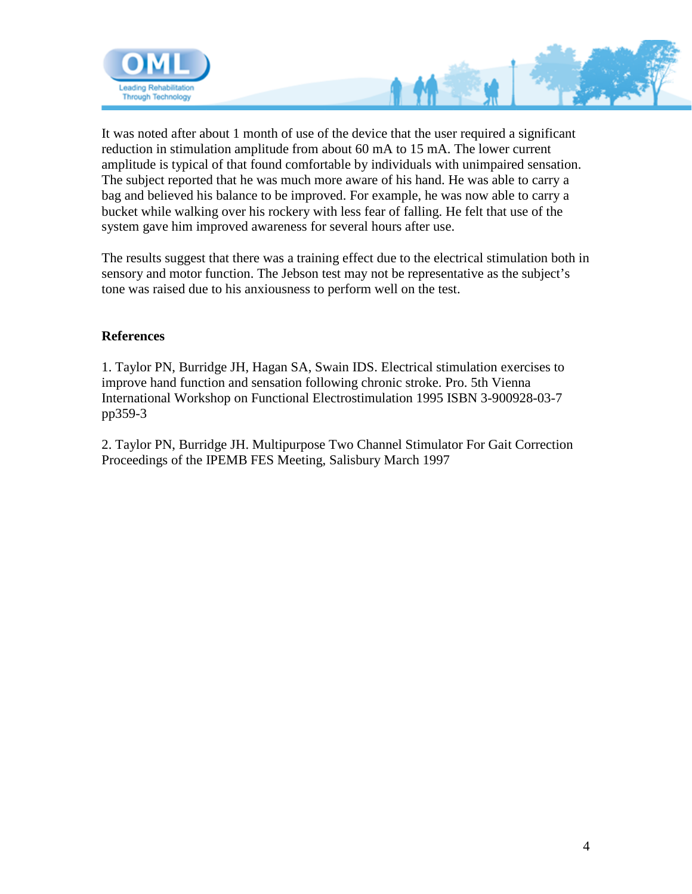It was noted after about 1 month of use of the device that the user required a significant reduction in stimulation amplitude from about 60 mA to 15 mA. The lower current amplitude is typical of that found comfortable by individuals with unimpaired sensation. The subject reported that he was much more aware of his hand. He was able to carry a bag and believed his balance to be improved. For example, he was now able to carry a bucket while walking over his rockery with less fear of falling. He felt that use of the system gave him improved awareness for several hours after use.

The results suggest that there was a training effect due to the electrical stimulation both in sensory and motor function. The Jebson test may not be representative as the subject's tone was raised due to his anxiousness to perform well on the test.

**References**

1. Taylor PN, Burridge JH, Hagan SA, Swain IDS. Electrical stimulation exercises to improve hand function and sensation following chronic stroke. Pro. 5th Vienna International Workshop on Functional Electrostimulation 1995 ISBN 3-900928-03-7 pp359-3

2. Taylor PN, Burridge JH. Multipurpose Two Channel Stimulator For Gait Correction Proceedings of the IPEMB FES Meeting, Salisbury March 1997